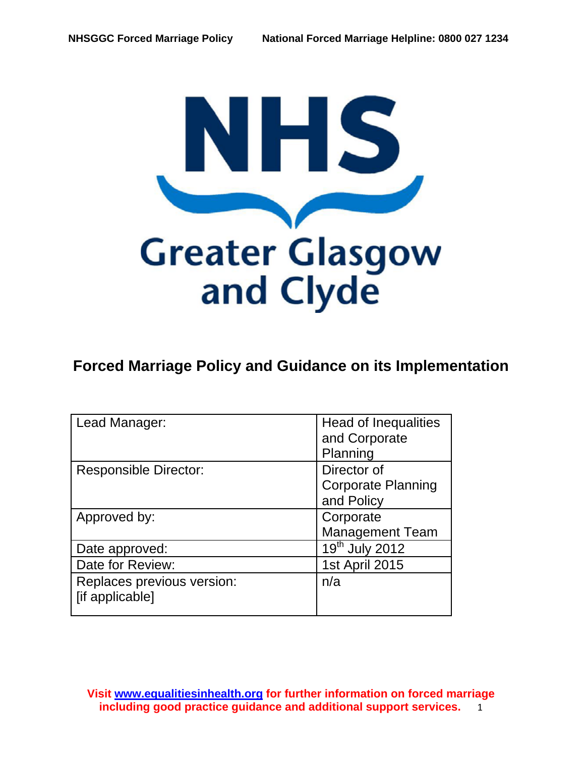# Forced Marriage Policy and Guidance on its Implementation

| Lead Manager: | Head of Inequalities and Corporate Planning |
|---|---|
| Responsible Director: | Director of Corporate Planning and Policy |
| Approved by: | Corporate Management Team |
| Date approved: | 19th July 2012 |
| Date for Review: | 1st April 2015 |
| Replaces previous version: [if applicable] | n/a |

**Visit [www.equalitiesinhealth.org](http://www.equalitiesinhealth.org) for further information on forced marriage including good practice guidance and additional support services.**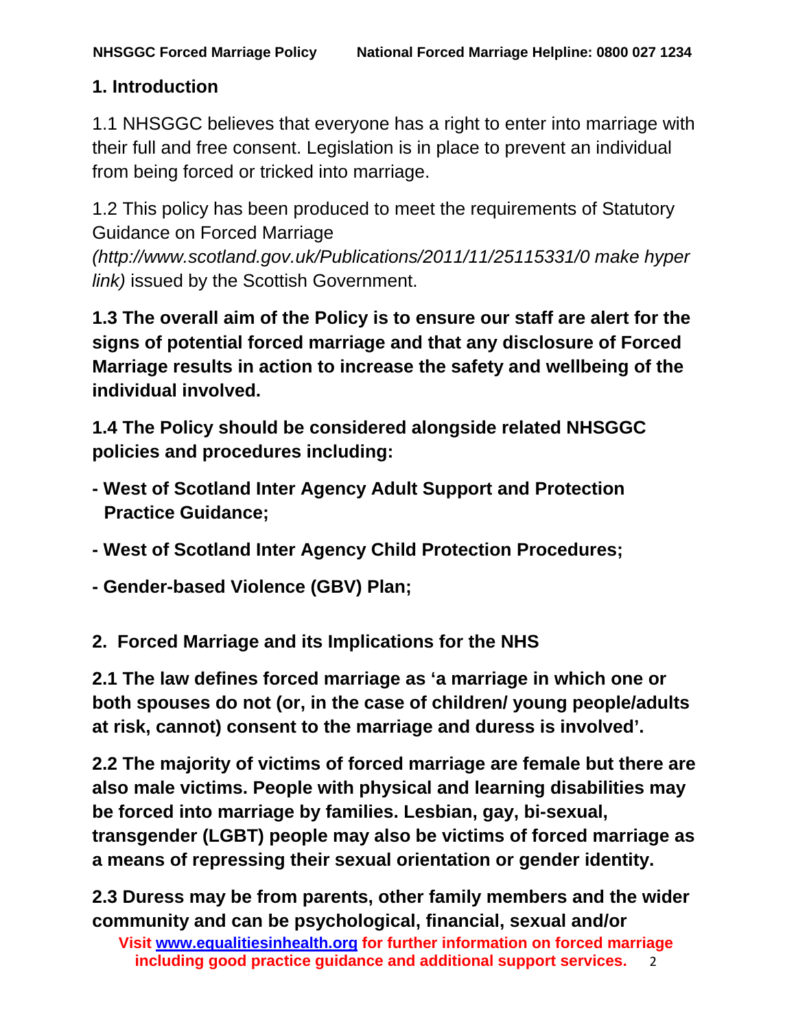## 1. Introduction

1.1 NHSGGC believes that everyone has a right to enter into marriage with their full and free consent. Legislation is in place to prevent an individual from being forced or tricked into marriage.

1.2 This policy has been produced to meet the requirements of Statutory Guidance on Forced Marriage *(http://www.scotland.gov.uk/Publications/2011/11/25115331/0 make hyper link)* issued by the Scottish Government.

**1.3 The overall aim of the Policy is to ensure our staff are alert for the signs of potential forced marriage and that any disclosure of Forced Marriage results in action to increase the safety and wellbeing of the individual involved.**

**1.4 The Policy should be considered alongside related NHSGGC policies and procedures including:**

- **West of Scotland Inter Agency Adult Support and Protection Practice Guidance;**
- **West of Scotland Inter Agency Child Protection Procedures;**
- **Gender-based Violence (GBV) Plan;**

## 2. Forced Marriage and its Implications for the NHS

**2.1 The law defines forced marriage as 'a marriage in which one or both spouses do not (or, in the case of children/ young people/adults at risk, cannot) consent to the marriage and duress is involved'.**

**2.2 The majority of victims of forced marriage are female but there are also male victims. People with physical and learning disabilities may be forced into marriage by families. Lesbian, gay, bi-sexual, transgender (LGBT) people may also be victims of forced marriage as a means of repressing their sexual orientation or gender identity.**

**2.3 Duress may be from parents, other family members and the wider community and can be psychological, financial, sexual and/or**

**Visit [www.equalitiesinhealth.org](http://www.equalitiesinhealth.org) for further information on forced marriage including good practice guidance and additional support services.**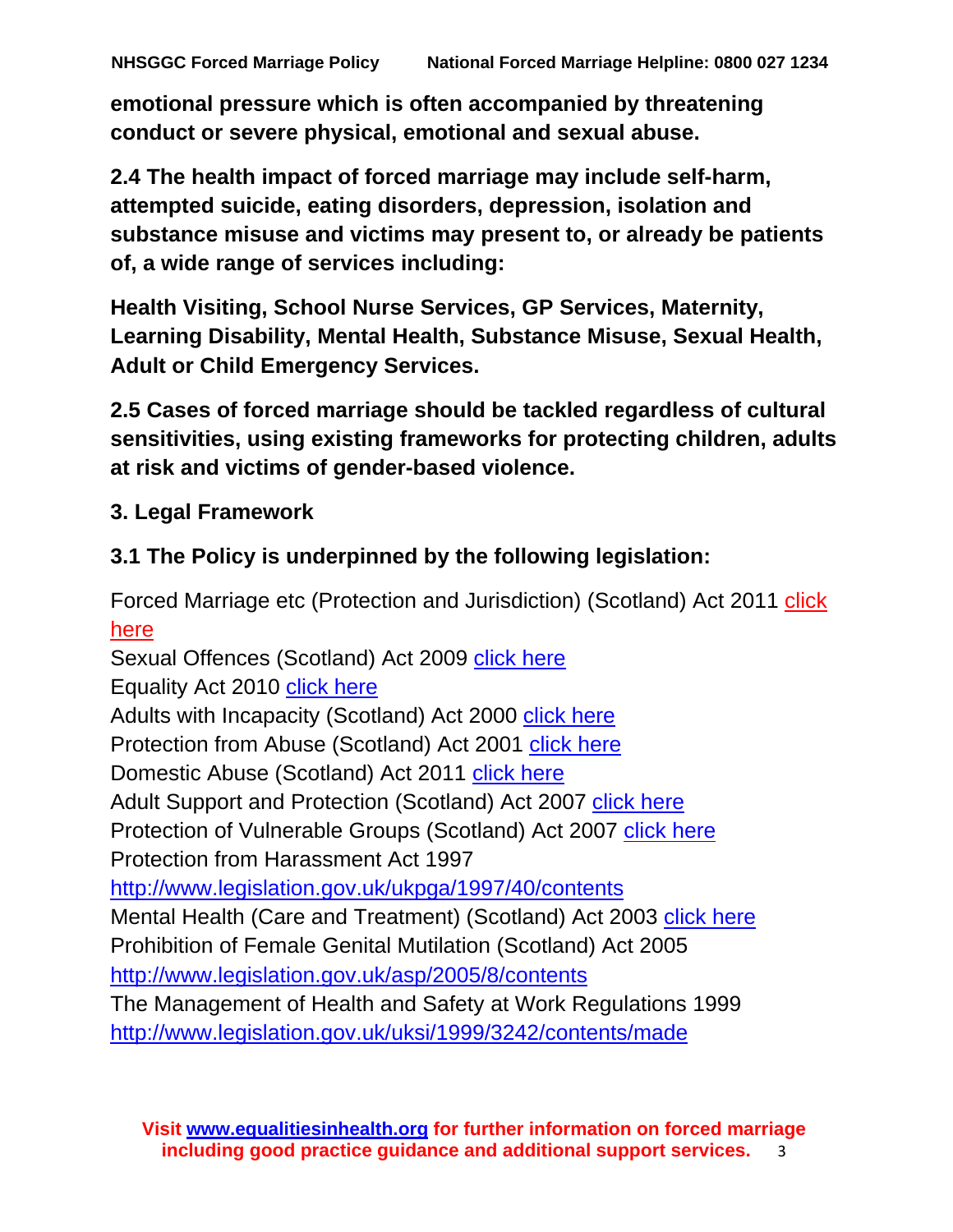**emotional pressure which is often accompanied by threatening conduct or severe physical, emotional and sexual abuse.**

**2.4 The health impact of forced marriage may include self-harm, attempted suicide, eating disorders, depression, isolation and substance misuse and victims may present to, or already be patients of, a wide range of services including:**

**Health Visiting, School Nurse Services, GP Services, Maternity, Learning Disability, Mental Health, Substance Misuse, Sexual Health, Adult or Child Emergency Services.**

**2.5 Cases of forced marriage should be tackled regardless of cultural sensitivities, using existing frameworks for protecting children, adults at risk and victims of gender-based violence.**

## 3. Legal Framework

**3.1 The Policy is underpinned by the following legislation:**

Forced Marriage etc (Protection and Jurisdiction) (Scotland) Act 2011 click here
Sexual Offences (Scotland) Act 2009 click here
Equality Act 2010 click here
Adults with Incapacity (Scotland) Act 2000 click here
Protection from Abuse (Scotland) Act 2001 click here
Domestic Abuse (Scotland) Act 2011 click here
Adult Support and Protection (Scotland) Act 2007 click here
Protection of Vulnerable Groups (Scotland) Act 2007 click here
Protection from Harassment Act 1997
http://www.legislation.gov.uk/ukpga/1997/40/contents
Mental Health (Care and Treatment) (Scotland) Act 2003 click here
Prohibition of Female Genital Mutilation (Scotland) Act 2005
http://www.legislation.gov.uk/asp/2005/8/contents
The Management of Health and Safety at Work Regulations 1999
http://www.legislation.gov.uk/uksi/1999/3242/contents/made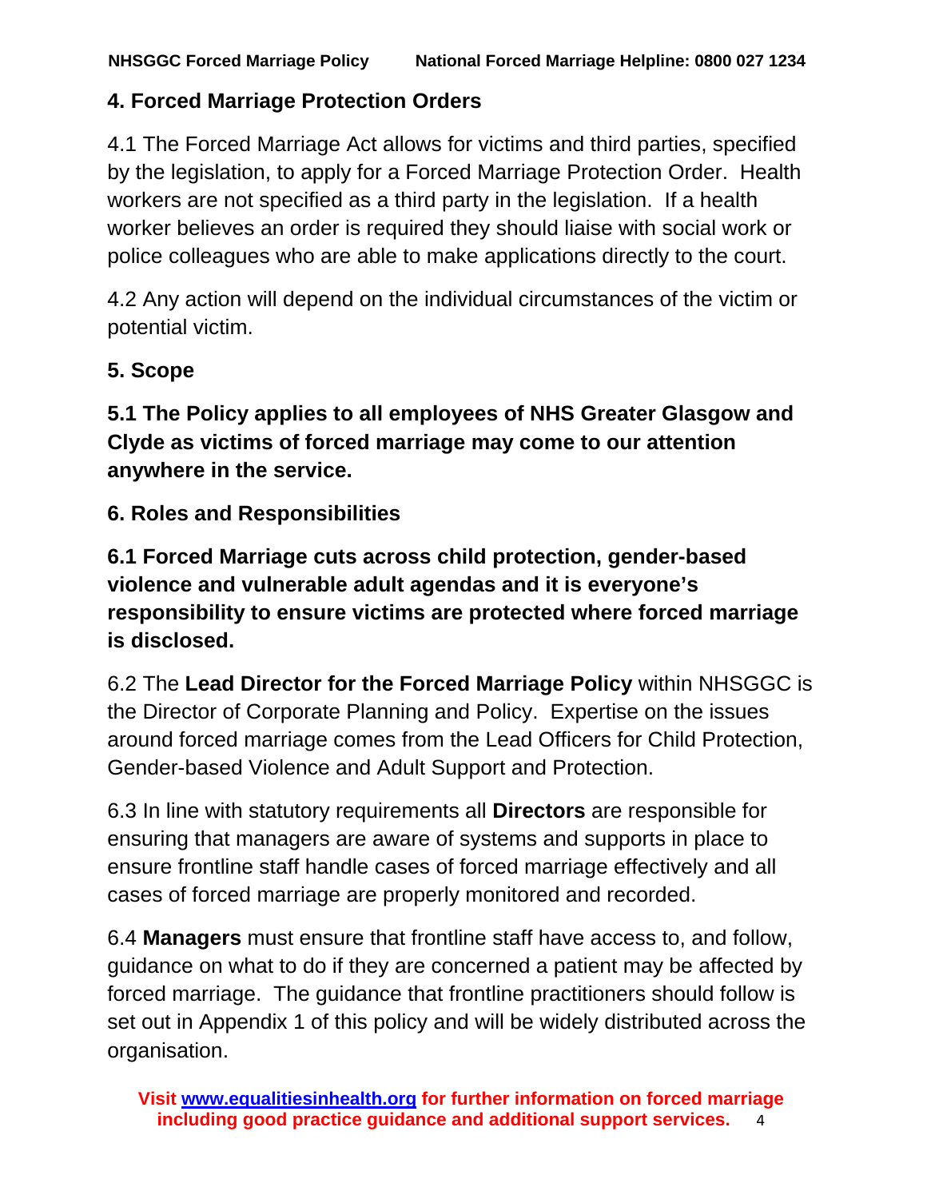## 4. Forced Marriage Protection Orders

4.1 The Forced Marriage Act allows for victims and third parties, specified by the legislation, to apply for a Forced Marriage Protection Order. Health workers are not specified as a third party in the legislation. If a health worker believes an order is required they should liaise with social work or police colleagues who are able to make applications directly to the court.

4.2 Any action will depend on the individual circumstances of the victim or potential victim.

## 5. Scope

**5.1 The Policy applies to all employees of NHS Greater Glasgow and Clyde as victims of forced marriage may come to our attention anywhere in the service.**

## 6. Roles and Responsibilities

**6.1 Forced Marriage cuts across child protection, gender-based violence and vulnerable adult agendas and it is everyone's responsibility to ensure victims are protected where forced marriage is disclosed.**

6.2 The **Lead Director for the Forced Marriage Policy** within NHSGGC is the Director of Corporate Planning and Policy. Expertise on the issues around forced marriage comes from the Lead Officers for Child Protection, Gender-based Violence and Adult Support and Protection.

6.3 In line with statutory requirements all **Directors** are responsible for ensuring that managers are aware of systems and supports in place to ensure frontline staff handle cases of forced marriage effectively and all cases of forced marriage are properly monitored and recorded.

6.4 **Managers** must ensure that frontline staff have access to, and follow, guidance on what to do if they are concerned a patient may be affected by forced marriage. The guidance that frontline practitioners should follow is set out in Appendix 1 of this policy and will be widely distributed across the organisation.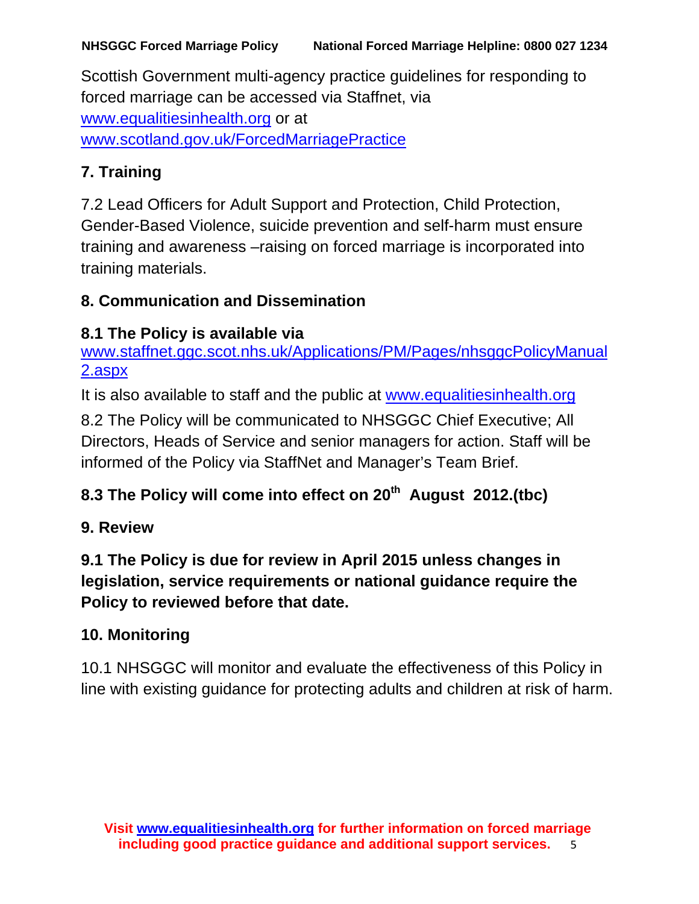Scottish Government multi-agency practice guidelines for responding to forced marriage can be accessed via Staffnet, via www.equalitiesinhealth.org or at www.scotland.gov.uk/ForcedMarriagePractice

## 7. Training

7.2 Lead Officers for Adult Support and Protection, Child Protection, Gender-Based Violence, suicide prevention and self-harm must ensure training and awareness –raising on forced marriage is incorporated into training materials.

## 8. Communication and Dissemination

**8.1 The Policy is available via**
www.staffnet.ggc.scot.nhs.uk/Applications/PM/Pages/nhsggcPolicyManual2.aspx

It is also available to staff and the public at www.equalitiesinhealth.org

8.2 The Policy will be communicated to NHSGGC Chief Executive; All Directors, Heads of Service and senior managers for action. Staff will be informed of the Policy via StaffNet and Manager's Team Brief.

**8.3 The Policy will come into effect on 20th August 2012.(tbc)**

## 9. Review

**9.1 The Policy is due for review in April 2015 unless changes in legislation, service requirements or national guidance require the Policy to reviewed before that date.**

## 10. Monitoring

10.1 NHSGGC will monitor and evaluate the effectiveness of this Policy in line with existing guidance for protecting adults and children at risk of harm.

**Visit www.equalitiesinhealth.org for further information on forced marriage including good practice guidance and additional support services.**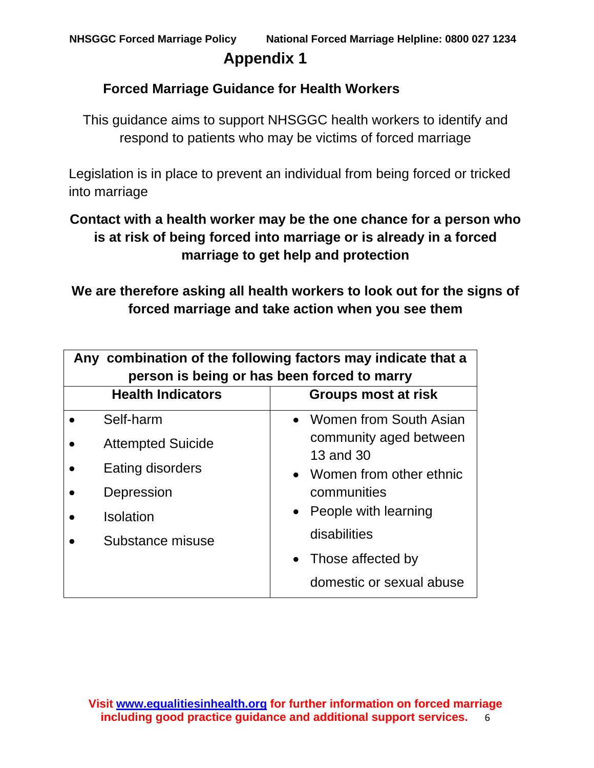# Appendix 1

## Forced Marriage Guidance for Health Workers

This guidance aims to support NHSGGC health workers to identify and respond to patients who may be victims of forced marriage

Legislation is in place to prevent an individual from being forced or tricked into marriage

**Contact with a health worker may be the one chance for a person who is at risk of being forced into marriage or is already in a forced marriage to get help and protection**

**We are therefore asking all health workers to look out for the signs of forced marriage and take action when you see them**

| **Any combination of the following factors may indicate that a person is being or has been forced to marry** | |
|---|---|
| **Health Indicators** | **Groups most at risk** |
| • Self-harm<br>• Attempted Suicide<br>• Eating disorders<br>• Depression<br>• Isolation<br>• Substance misuse | • Women from South Asian community aged between 13 and 30<br>• Women from other ethnic communities<br>• People with learning disabilities<br>• Those affected by domestic or sexual abuse |

**Visit [www.equalitiesinhealth.org](http://www.equalitiesinhealth.org) for further information on forced marriage including good practice guidance and additional support services.**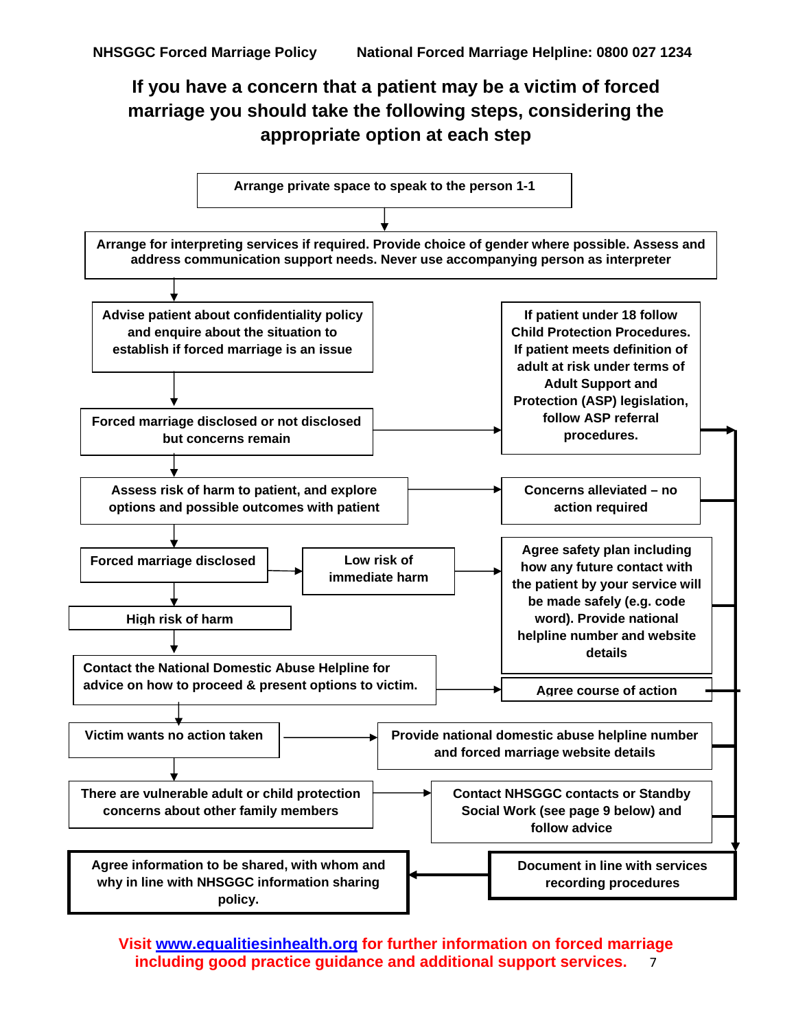## If you have a concern that a patient may be a victim of forced marriage you should take the following steps, considering the appropriate option at each step

**Arrange private space to speak to the person 1-1**

↓

**Arrange for interpreting services if required. Provide choice of gender where possible. Assess and address communication support needs. Never use accompanying person as interpreter**

↓

**Advise patient about confidentiality policy and enquire about the situation to establish if forced marriage is an issue**

↓

**Forced marriage disclosed or not disclosed but concerns remain** → **If patient under 18 follow Child Protection Procedures. If patient meets definition of adult at risk under terms of Adult Support and Protection (ASP) legislation, follow ASP referral procedures.**

↓

**Assess risk of harm to patient, and explore options and possible outcomes with patient** → **Concerns alleviated – no action required**

↓

**Forced marriage disclosed** → **Low risk of immediate harm** → **Agree safety plan including how any future contact with the patient by your service will be made safely (e.g. code word). Provide national helpline number and website details**

↓

**High risk of harm**

↓

**Contact the National Domestic Abuse Helpline for advice on how to proceed & present options to victim.** → **Agree course of action**

↓

**Victim wants no action taken** → **Provide national domestic abuse helpline number and forced marriage website details**

↓

**There are vulnerable adult or child protection concerns about other family members** → **Contact NHSGGC contacts or Standby Social Work (see page 9 below) and follow advice**

↓ (all outcomes above lead to)

**Document in line with services recording procedures** → **Agree information to be shared, with whom and why in line with NHSGGC information sharing policy.**

**Visit [www.equalitiesinhealth.org](http://www.equalitiesinhealth.org) for further information on forced marriage including good practice guidance and additional support services.**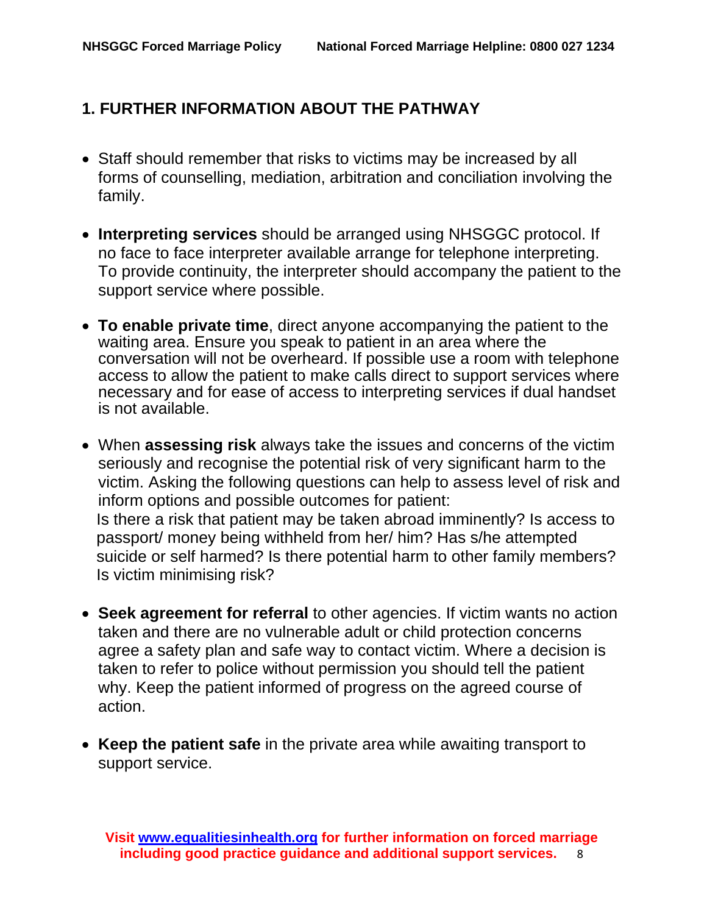## 1. FURTHER INFORMATION ABOUT THE PATHWAY

- Staff should remember that risks to victims may be increased by all forms of counselling, mediation, arbitration and conciliation involving the family.
- **Interpreting services** should be arranged using NHSGGC protocol. If no face to face interpreter available arrange for telephone interpreting. To provide continuity, the interpreter should accompany the patient to the support service where possible.
- **To enable private time**, direct anyone accompanying the patient to the waiting area. Ensure you speak to patient in an area where the conversation will not be overheard. If possible use a room with telephone access to allow the patient to make calls direct to support services where necessary and for ease of access to interpreting services if dual handset is not available.
- When **assessing risk** always take the issues and concerns of the victim seriously and recognise the potential risk of very significant harm to the victim. Asking the following questions can help to assess level of risk and inform options and possible outcomes for patient:
  Is there a risk that patient may be taken abroad imminently? Is access to passport/ money being withheld from her/ him? Has s/he attempted suicide or self harmed? Is there potential harm to other family members? Is victim minimising risk?
- **Seek agreement for referral** to other agencies. If victim wants no action taken and there are no vulnerable adult or child protection concerns agree a safety plan and safe way to contact victim. Where a decision is taken to refer to police without permission you should tell the patient why. Keep the patient informed of progress on the agreed course of action.
- **Keep the patient safe** in the private area while awaiting transport to support service.

**Visit [www.equalitiesinhealth.org](http://www.equalitiesinhealth.org) for further information on forced marriage including good practice guidance and additional support services.**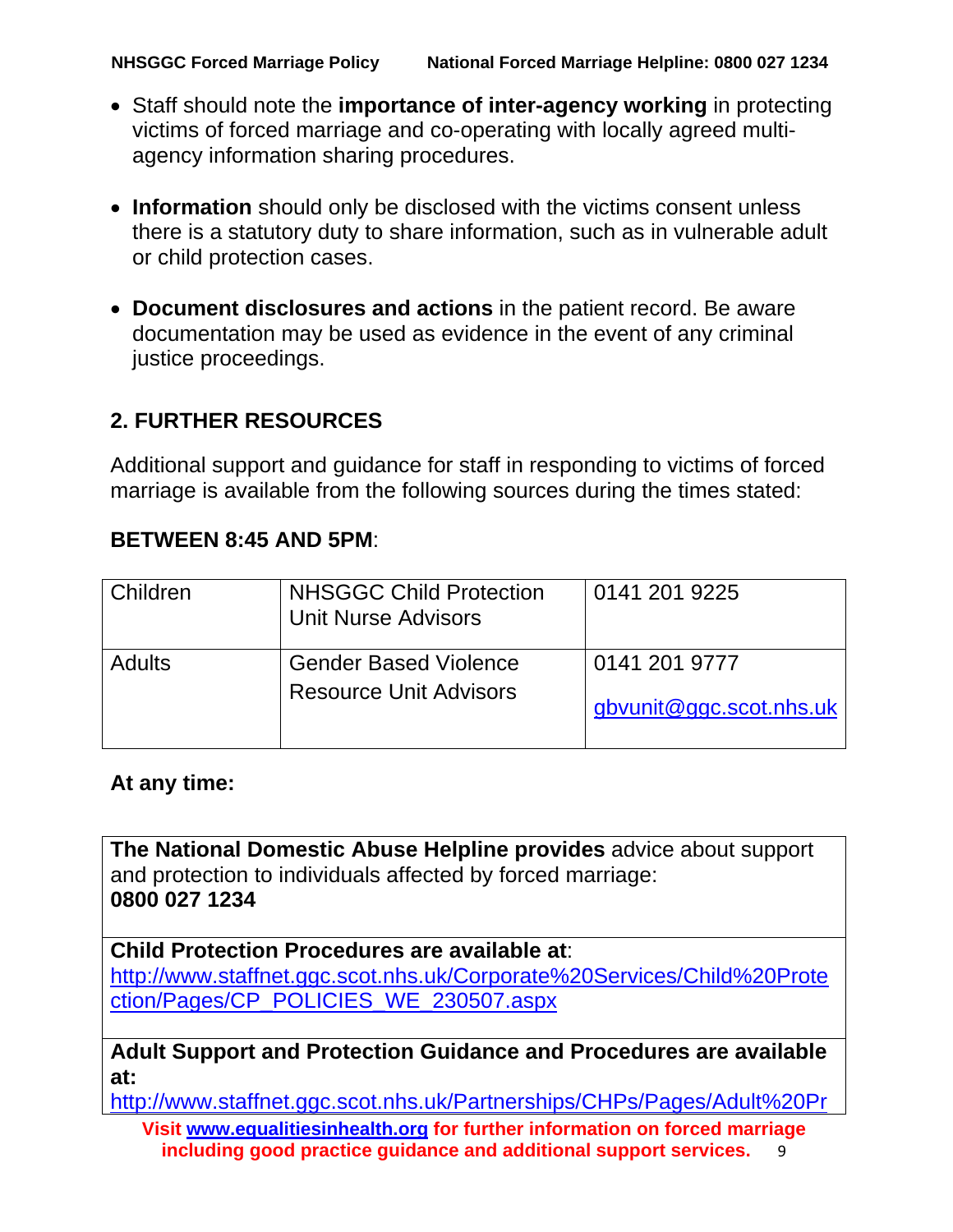- Staff should note the **importance of inter-agency working** in protecting victims of forced marriage and co-operating with locally agreed multi-agency information sharing procedures.

- **Information** should only be disclosed with the victims consent unless there is a statutory duty to share information, such as in vulnerable adult or child protection cases.

- **Document disclosures and actions** in the patient record. Be aware documentation may be used as evidence in the event of any criminal justice proceedings.

## 2. FURTHER RESOURCES

Additional support and guidance for staff in responding to victims of forced marriage is available from the following sources during the times stated:

**BETWEEN 8:45 AND 5PM**:

| | | |
|---|---|---|
| Children | NHSGGC Child Protection Unit Nurse Advisors | 0141 201 9225 |
| Adults | Gender Based Violence Resource Unit Advisors | 0141 201 9777<br>gbvunit@ggc.scot.nhs.uk |

**At any time:**

| |
|---|
| **The National Domestic Abuse Helpline provides** advice about support and protection to individuals affected by forced marriage:<br>**0800 027 1234** |
| **Child Protection Procedures are available at**:<br>http://www.staffnet.ggc.scot.nhs.uk/Corporate%20Services/Child%20Protection/Pages/CP_POLICIES_WE_230507.aspx |
| **Adult Support and Protection Guidance and Procedures are available at:**<br>http://www.staffnet.ggc.scot.nhs.uk/Partnerships/CHPs/Pages/Adult%20Pr |

**Visit www.equalitiesinhealth.org for further information on forced marriage including good practice guidance and additional support services.**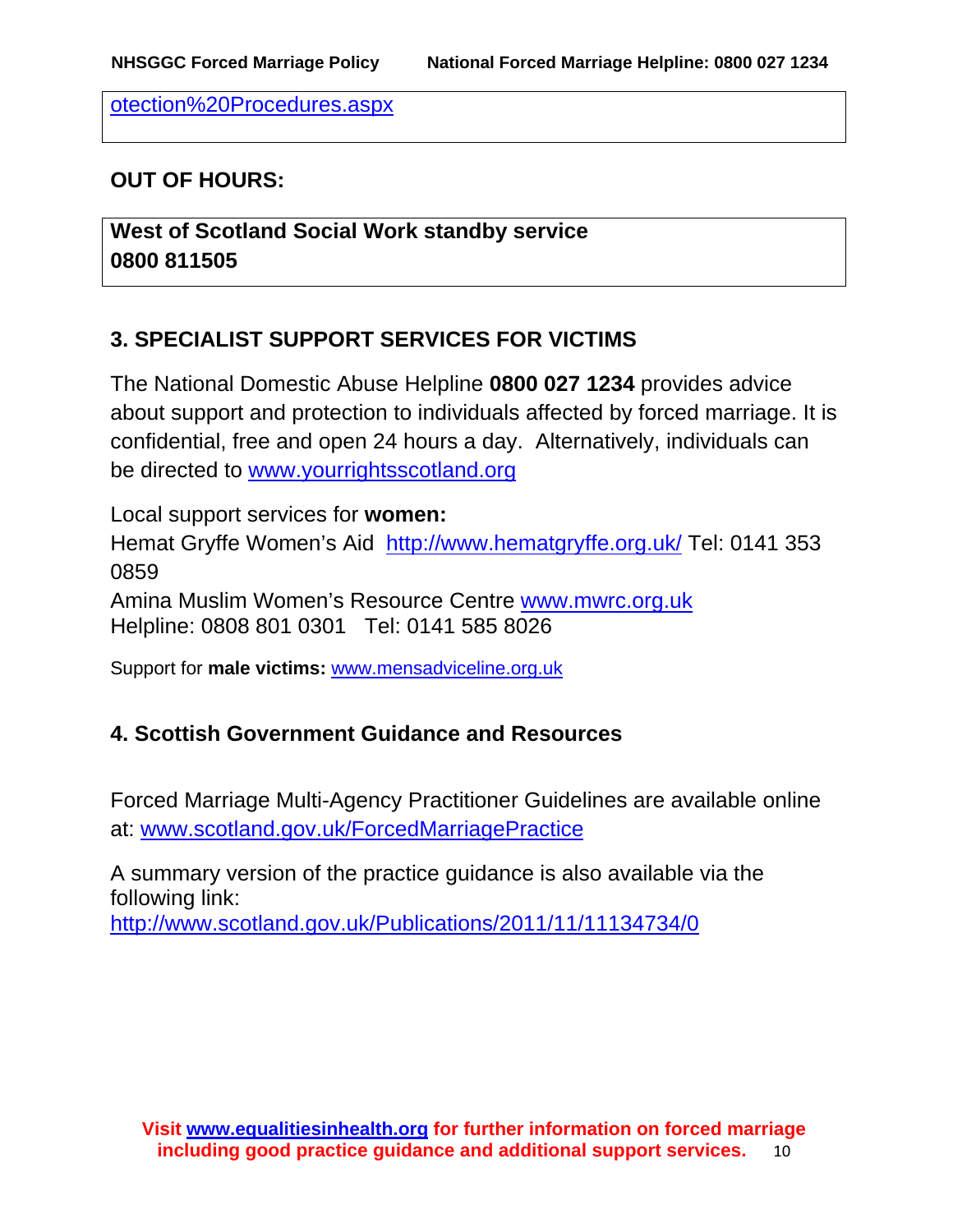otection%20Procedures.aspx

**OUT OF HOURS:**

**West of Scotland Social Work standby service**
**0800 811505**

## 3. SPECIALIST SUPPORT SERVICES FOR VICTIMS

The National Domestic Abuse Helpline **0800 027 1234** provides advice about support and protection to individuals affected by forced marriage. It is confidential, free and open 24 hours a day. Alternatively, individuals can be directed to www.yourrightsscotland.org

Local support services for **women:**
Hemat Gryffe Women's Aid http://www.hematgryffe.org.uk/ Tel: 0141 353 0859
Amina Muslim Women's Resource Centre www.mwrc.org.uk
Helpline: 0808 801 0301 Tel: 0141 585 8026

Support for **male victims:** www.mensadviceline.org.uk

## 4. Scottish Government Guidance and Resources

Forced Marriage Multi-Agency Practitioner Guidelines are available online at: www.scotland.gov.uk/ForcedMarriagePractice

A summary version of the practice guidance is also available via the following link:
http://www.scotland.gov.uk/Publications/2011/11/11134734/0

**Visit www.equalitiesinhealth.org for further information on forced marriage including good practice guidance and additional support services.**